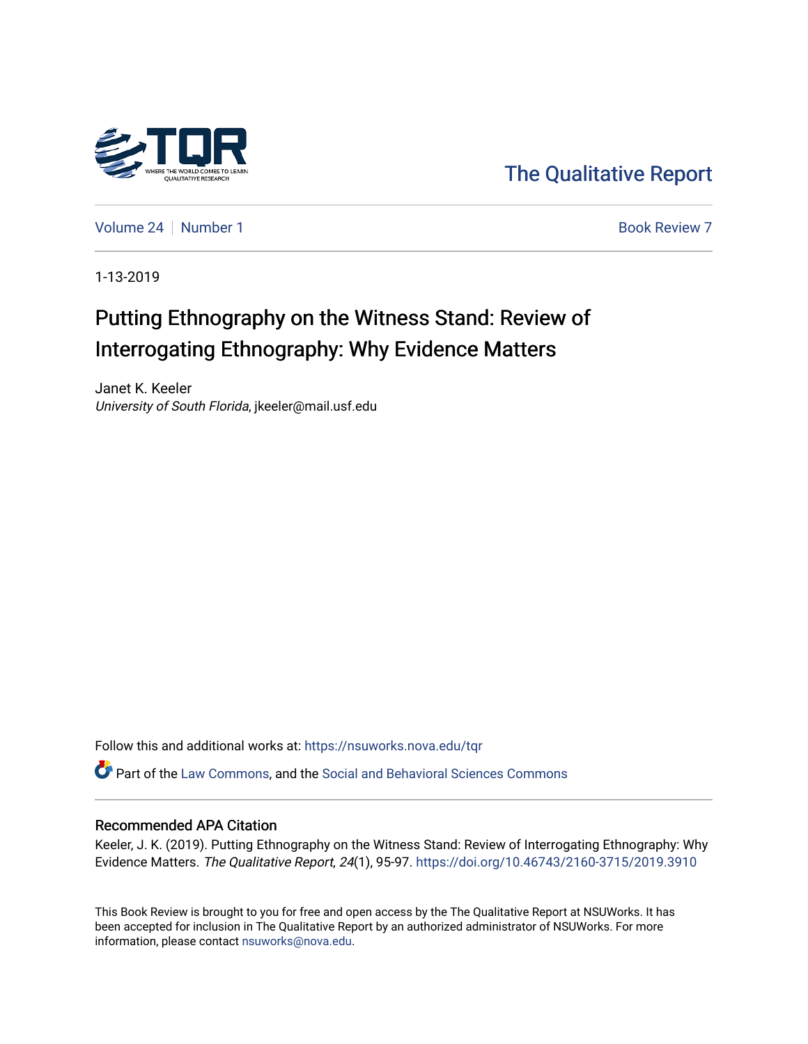The Qualitative Report

Volume 24 | Number 1 | Book Review 7

1-13-2019

# Putting Ethnography on the Witness Stand: Review of Interrogating Ethnography: Why Evidence Matters

Janet K. Keeler
*University of South Florida*, jkeeler@mail.usf.edu

Follow this and additional works at: https://nsuworks.nova.edu/tqr

Part of the Law Commons, and the Social and Behavioral Sciences Commons

## Recommended APA Citation

Keeler, J. K. (2019). Putting Ethnography on the Witness Stand: Review of Interrogating Ethnography: Why Evidence Matters. *The Qualitative Report, 24*(1), 95-97. https://doi.org/10.46743/2160-3715/2019.3910

This Book Review is brought to you for free and open access by the The Qualitative Report at NSUWorks. It has been accepted for inclusion in The Qualitative Report by an authorized administrator of NSUWorks. For more information, please contact nsuworks@nova.edu.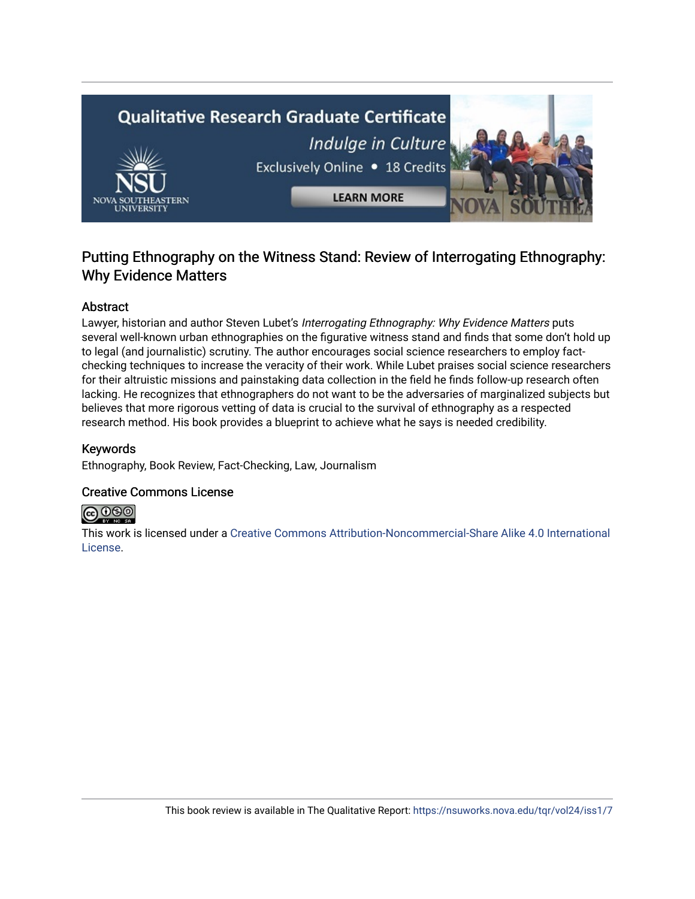# Putting Ethnography on the Witness Stand: Review of Interrogating Ethnography: Why Evidence Matters

## Abstract

Lawyer, historian and author Steven Lubet's *Interrogating Ethnography: Why Evidence Matters* puts several well-known urban ethnographies on the figurative witness stand and finds that some don't hold up to legal (and journalistic) scrutiny. The author encourages social science researchers to employ fact-checking techniques to increase the veracity of their work. While Lubet praises social science researchers for their altruistic missions and painstaking data collection in the field he finds follow-up research often lacking. He recognizes that ethnographers do not want to be the adversaries of marginalized subjects but believes that more rigorous vetting of data is crucial to the survival of ethnography as a respected research method. His book provides a blueprint to achieve what he says is needed credibility.

## Keywords

Ethnography, Book Review, Fact-Checking, Law, Journalism

## Creative Commons License

This work is licensed under a Creative Commons Attribution-Noncommercial-Share Alike 4.0 International License.

This book review is available in The Qualitative Report: https://nsuworks.nova.edu/tqr/vol24/iss1/7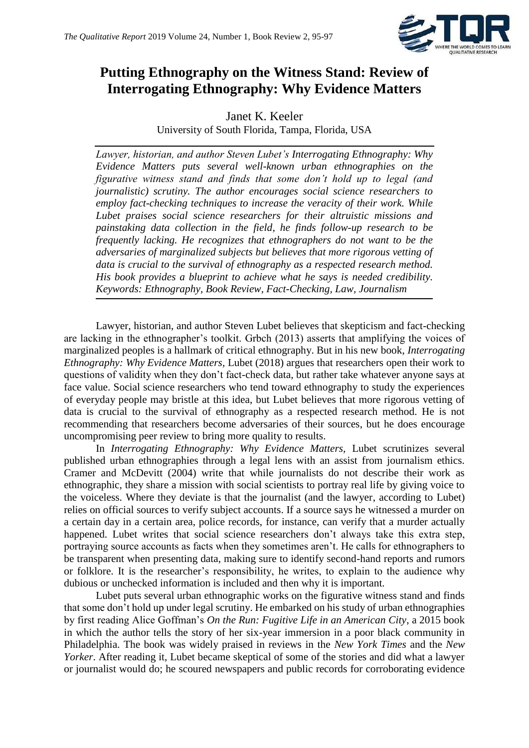# Putting Ethnography on the Witness Stand: Review of Interrogating Ethnography: Why Evidence Matters

Janet K. Keeler

University of South Florida, Tampa, Florida, USA

*Lawyer, historian, and author Steven Lubet's Interrogating Ethnography: Why Evidence Matters puts several well-known urban ethnographies on the figurative witness stand and finds that some don't hold up to legal (and journalistic) scrutiny. The author encourages social science researchers to employ fact-checking techniques to increase the veracity of their work. While Lubet praises social science researchers for their altruistic missions and painstaking data collection in the field, he finds follow-up research to be frequently lacking. He recognizes that ethnographers do not want to be the adversaries of marginalized subjects but believes that more rigorous vetting of data is crucial to the survival of ethnography as a respected research method. His book provides a blueprint to achieve what he says is needed credibility. Keywords: Ethnography, Book Review, Fact-Checking, Law, Journalism*

Lawyer, historian, and author Steven Lubet believes that skepticism and fact-checking are lacking in the ethnographer's toolkit. Grbch (2013) asserts that amplifying the voices of marginalized peoples is a hallmark of critical ethnography. But in his new book, *Interrogating Ethnography: Why Evidence Matters*, Lubet (2018) argues that researchers open their work to questions of validity when they don't fact-check data, but rather take whatever anyone says at face value. Social science researchers who tend toward ethnography to study the experiences of everyday people may bristle at this idea, but Lubet believes that more rigorous vetting of data is crucial to the survival of ethnography as a respected research method. He is not recommending that researchers become adversaries of their sources, but he does encourage uncompromising peer review to bring more quality to results.

In *Interrogating Ethnography: Why Evidence Matters*, Lubet scrutinizes several published urban ethnographies through a legal lens with an assist from journalism ethics. Cramer and McDevitt (2004) write that while journalists do not describe their work as ethnographic, they share a mission with social scientists to portray real life by giving voice to the voiceless. Where they deviate is that the journalist (and the lawyer, according to Lubet) relies on official sources to verify subject accounts. If a source says he witnessed a murder on a certain day in a certain area, police records, for instance, can verify that a murder actually happened. Lubet writes that social science researchers don't always take this extra step, portraying source accounts as facts when they sometimes aren't. He calls for ethnographers to be transparent when presenting data, making sure to identify second-hand reports and rumors or folklore. It is the researcher's responsibility, he writes, to explain to the audience why dubious or unchecked information is included and then why it is important.

Lubet puts several urban ethnographic works on the figurative witness stand and finds that some don't hold up under legal scrutiny. He embarked on his study of urban ethnographies by first reading Alice Goffman's *On the Run: Fugitive Life in an American City*, a 2015 book in which the author tells the story of her six-year immersion in a poor black community in Philadelphia. The book was widely praised in reviews in the *New York Times* and the *New Yorker*. After reading it, Lubet became skeptical of some of the stories and did what a lawyer or journalist would do; he scoured newspapers and public records for corroborating evidence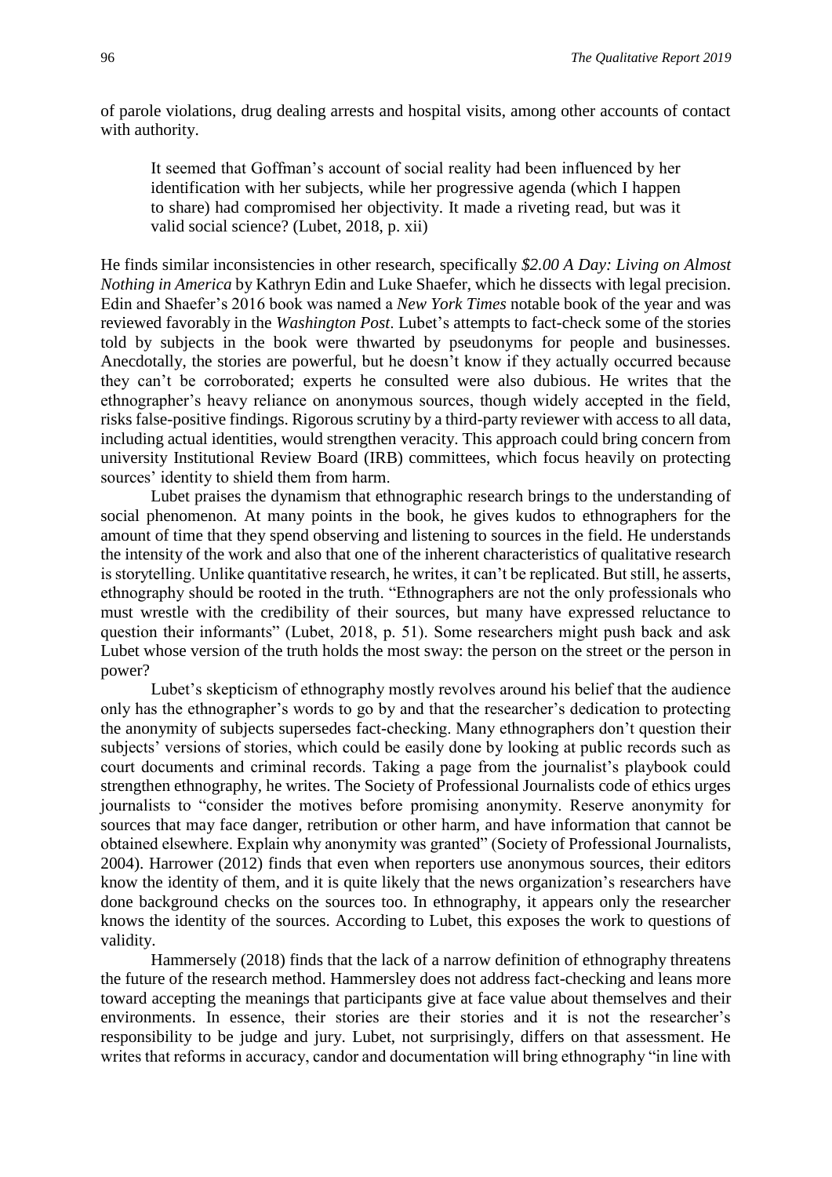of parole violations, drug dealing arrests and hospital visits, among other accounts of contact with authority.

> It seemed that Goffman's account of social reality had been influenced by her identification with her subjects, while her progressive agenda (which I happen to share) had compromised her objectivity. It made a riveting read, but was it valid social science? (Lubet, 2018, p. xii)

He finds similar inconsistencies in other research, specifically *$2.00 A Day: Living on Almost Nothing in America* by Kathryn Edin and Luke Shaefer, which he dissects with legal precision. Edin and Shaefer's 2016 book was named a *New York Times* notable book of the year and was reviewed favorably in the *Washington Post*. Lubet's attempts to fact-check some of the stories told by subjects in the book were thwarted by pseudonyms for people and businesses. Anecdotally, the stories are powerful, but he doesn't know if they actually occurred because they can't be corroborated; experts he consulted were also dubious. He writes that the ethnographer's heavy reliance on anonymous sources, though widely accepted in the field, risks false-positive findings. Rigorous scrutiny by a third-party reviewer with access to all data, including actual identities, would strengthen veracity. This approach could bring concern from university Institutional Review Board (IRB) committees, which focus heavily on protecting sources' identity to shield them from harm.

Lubet praises the dynamism that ethnographic research brings to the understanding of social phenomenon. At many points in the book, he gives kudos to ethnographers for the amount of time that they spend observing and listening to sources in the field. He understands the intensity of the work and also that one of the inherent characteristics of qualitative research is storytelling. Unlike quantitative research, he writes, it can't be replicated. But still, he asserts, ethnography should be rooted in the truth. "Ethnographers are not the only professionals who must wrestle with the credibility of their sources, but many have expressed reluctance to question their informants" (Lubet, 2018, p. 51). Some researchers might push back and ask Lubet whose version of the truth holds the most sway: the person on the street or the person in power?

Lubet's skepticism of ethnography mostly revolves around his belief that the audience only has the ethnographer's words to go by and that the researcher's dedication to protecting the anonymity of subjects supersedes fact-checking. Many ethnographers don't question their subjects' versions of stories, which could be easily done by looking at public records such as court documents and criminal records. Taking a page from the journalist's playbook could strengthen ethnography, he writes. The Society of Professional Journalists code of ethics urges journalists to "consider the motives before promising anonymity. Reserve anonymity for sources that may face danger, retribution or other harm, and have information that cannot be obtained elsewhere. Explain why anonymity was granted" (Society of Professional Journalists, 2004). Harrower (2012) finds that even when reporters use anonymous sources, their editors know the identity of them, and it is quite likely that the news organization's researchers have done background checks on the sources too. In ethnography, it appears only the researcher knows the identity of the sources. According to Lubet, this exposes the work to questions of validity.

Hammersely (2018) finds that the lack of a narrow definition of ethnography threatens the future of the research method. Hammersley does not address fact-checking and leans more toward accepting the meanings that participants give at face value about themselves and their environments. In essence, their stories are their stories and it is not the researcher's responsibility to be judge and jury. Lubet, not surprisingly, differs on that assessment. He writes that reforms in accuracy, candor and documentation will bring ethnography "in line with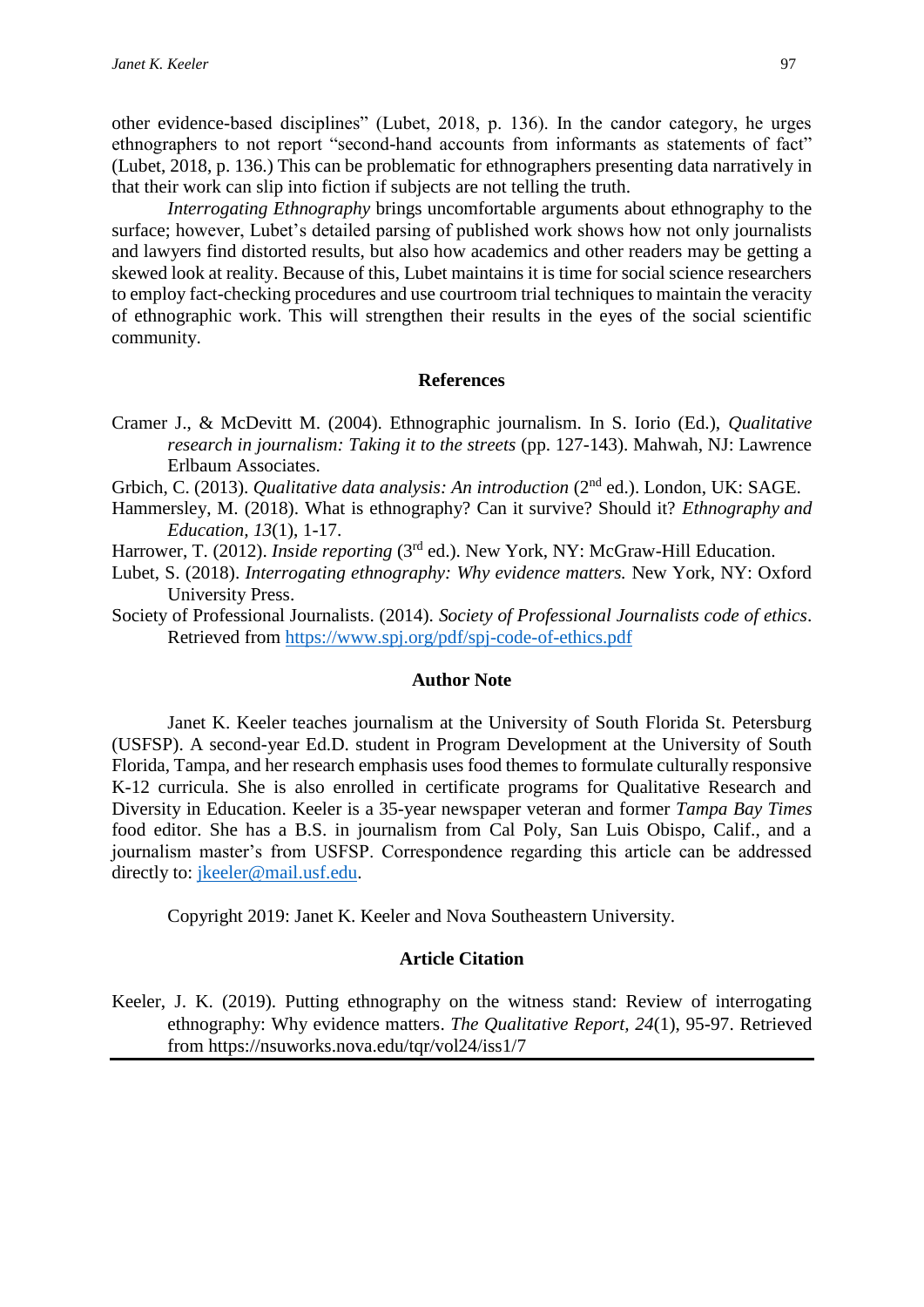other evidence-based disciplines" (Lubet, 2018, p. 136). In the candor category, he urges ethnographers to not report "second-hand accounts from informants as statements of fact" (Lubet, 2018, p. 136.) This can be problematic for ethnographers presenting data narratively in that their work can slip into fiction if subjects are not telling the truth.

*Interrogating Ethnography* brings uncomfortable arguments about ethnography to the surface; however, Lubet's detailed parsing of published work shows how not only journalists and lawyers find distorted results, but also how academics and other readers may be getting a skewed look at reality. Because of this, Lubet maintains it is time for social science researchers to employ fact-checking procedures and use courtroom trial techniques to maintain the veracity of ethnographic work. This will strengthen their results in the eyes of the social scientific community.

## References

Cramer J., & McDevitt M. (2004). Ethnographic journalism. In S. Iorio (Ed.), *Qualitative research in journalism: Taking it to the streets* (pp. 127-143). Mahwah, NJ: Lawrence Erlbaum Associates.

Grbich, C. (2013). *Qualitative data analysis: An introduction* (2nd ed.). London, UK: SAGE.

Hammersley, M. (2018). What is ethnography? Can it survive? Should it? *Ethnography and Education, 13*(1), 1-17.

Harrower, T. (2012). *Inside reporting* (3rd ed.). New York, NY: McGraw-Hill Education.

Lubet, S. (2018). *Interrogating ethnography: Why evidence matters.* New York, NY: Oxford University Press.

Society of Professional Journalists. (2014). *Society of Professional Journalists code of ethics*. Retrieved from https://www.spj.org/pdf/spj-code-of-ethics.pdf

## Author Note

Janet K. Keeler teaches journalism at the University of South Florida St. Petersburg (USFSP). A second-year Ed.D. student in Program Development at the University of South Florida, Tampa, and her research emphasis uses food themes to formulate culturally responsive K-12 curricula. She is also enrolled in certificate programs for Qualitative Research and Diversity in Education. Keeler is a 35-year newspaper veteran and former *Tampa Bay Times* food editor. She has a B.S. in journalism from Cal Poly, San Luis Obispo, Calif., and a journalism master's from USFSP. Correspondence regarding this article can be addressed directly to: jkeeler@mail.usf.edu.

Copyright 2019: Janet K. Keeler and Nova Southeastern University.

## Article Citation

Keeler, J. K. (2019). Putting ethnography on the witness stand: Review of interrogating ethnography: Why evidence matters. *The Qualitative Report, 24*(1), 95-97. Retrieved from https://nsuworks.nova.edu/tqr/vol24/iss1/7